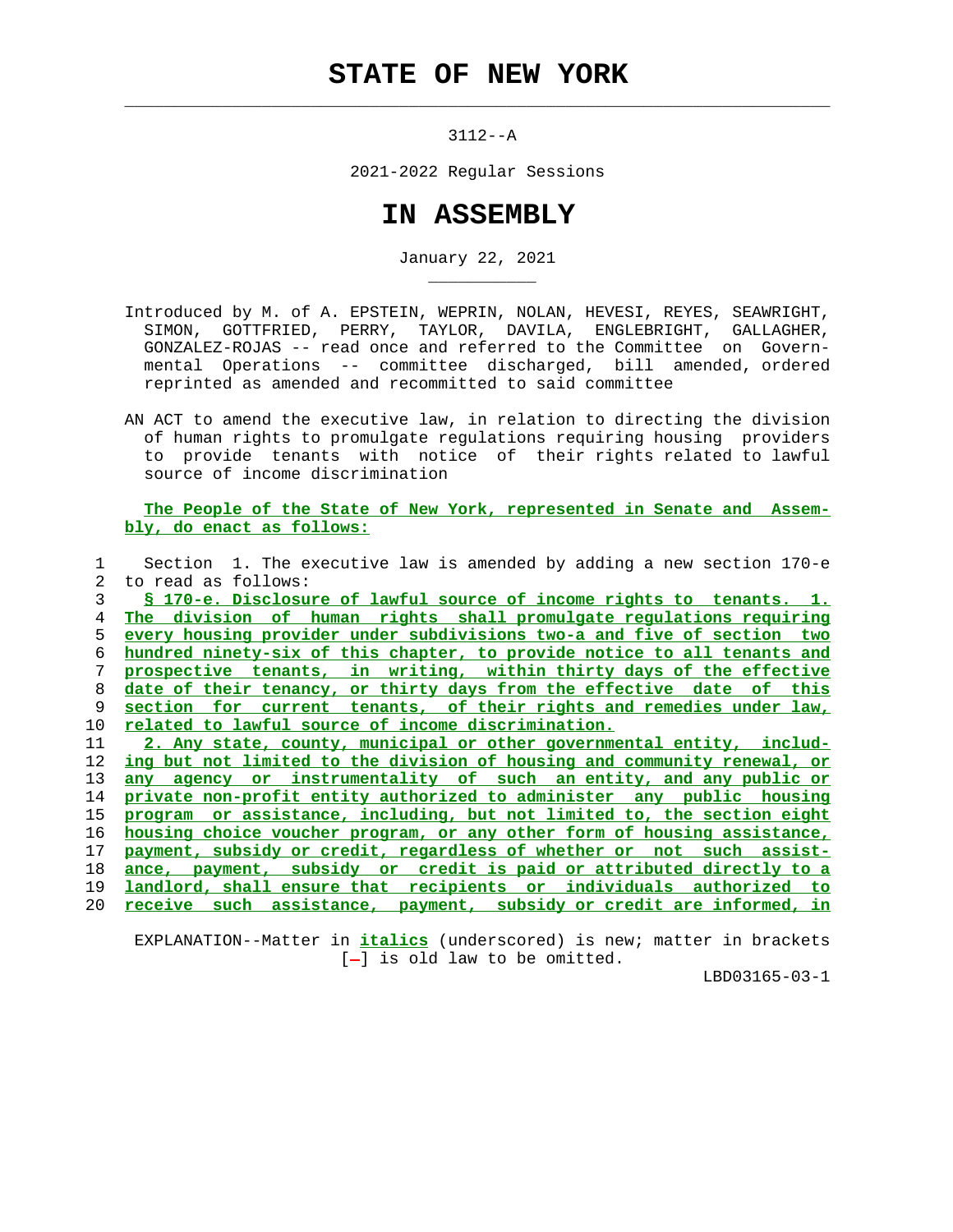# STATE OF NEW YORK

3112--A

2021-2022 Regular Sessions

# IN ASSEMBLY

January 22, 2021

Introduced by M. of A. EPSTEIN, WEPRIN, NOLAN, HEVESI, REYES, SEAWRIGHT, SIMON, GOTTFRIED, PERRY, TAYLOR, DAVILA, ENGLEBRIGHT, GALLAGHER, GONZALEZ-ROJAS -- read once and referred to the Committee on Governmental Operations -- committee discharged, bill amended, ordered reprinted as amended and recommitted to said committee

AN ACT to amend the executive law, in relation to directing the division of human rights to promulgate regulations requiring housing providers to provide tenants with notice of their rights related to lawful source of income discrimination

**The People of the State of New York, represented in Senate and Assembly, do enact as follows:**

1 Section 1. The executive law is amended by adding a new section 170-e
2 to read as follows:
3 **§ 170-e. Disclosure of lawful source of income rights to tenants. 1.**
4 **The division of human rights shall promulgate regulations requiring**
5 **every housing provider under subdivisions two-a and five of section two**
6 **hundred ninety-six of this chapter, to provide notice to all tenants and**
7 **prospective tenants, in writing, within thirty days of the effective**
8 **date of their tenancy, or thirty days from the effective date of this**
9 **section for current tenants, of their rights and remedies under law,**
10 **related to lawful source of income discrimination.**
11 **2. Any state, county, municipal or other governmental entity, includ-**
12 **ing but not limited to the division of housing and community renewal, or**
13 **any agency or instrumentality of such an entity, and any public or**
14 **private non-profit entity authorized to administer any public housing**
15 **program or assistance, including, but not limited to, the section eight**
16 **housing choice voucher program, or any other form of housing assistance,**
17 **payment, subsidy or credit, regardless of whether or not such assist-**
18 **ance, payment, subsidy or credit is paid or attributed directly to a**
19 **landlord, shall ensure that recipients or individuals authorized to**
20 **receive such assistance, payment, subsidy or credit are informed, in**

EXPLANATION--Matter in **italics** (underscored) is new; matter in brackets [-] is old law to be omitted.

LBD03165-03-1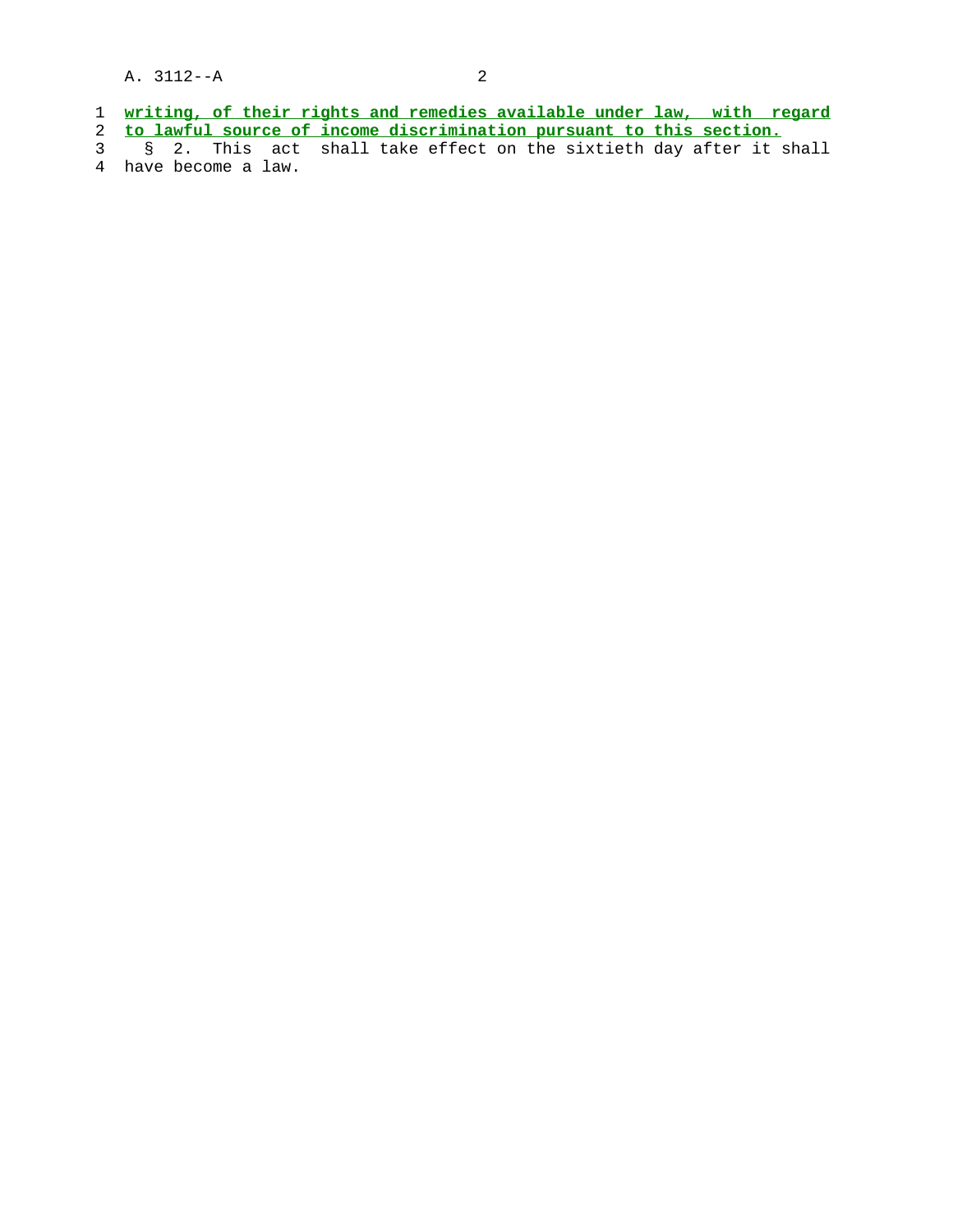**writing, of their rights and remedies available under law, with regard to lawful source of income discrimination pursuant to this section.**

§ 2. This act shall take effect on the sixtieth day after it shall have become a law.